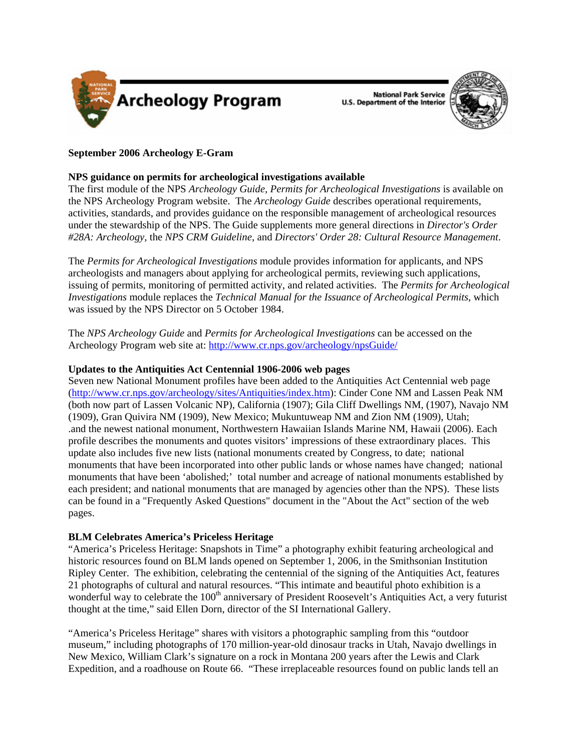Archeology Program

National Park Service
U.S. Department of the Interior

**September 2006 Archeology E-Gram**

**NPS guidance on permits for archeological investigations available**

The first module of the NPS *Archeology Guide, Permits for Archeological Investigations* is available on the NPS Archeology Program website. The *Archeology Guide* describes operational requirements, activities, standards, and provides guidance on the responsible management of archeological resources under the stewardship of the NPS. The Guide supplements more general directions in *Director's Order #28A: Archeology,* the *NPS CRM Guideline*, and *Directors' Order 28: Cultural Resource Management*.

The *Permits for Archeological Investigations* module provides information for applicants, and NPS archeologists and managers about applying for archeological permits, reviewing such applications, issuing of permits, monitoring of permitted activity, and related activities. The *Permits for Archeological Investigations* module replaces the *Technical Manual for the Issuance of Archeological Permits*, which was issued by the NPS Director on 5 October 1984.

The *NPS Archeology Guide* and *Permits for Archeological Investigations* can be accessed on the Archeology Program web site at: http://www.cr.nps.gov/archeology/npsGuide/

**Updates to the Antiquities Act Centennial 1906-2006 web pages**

Seven new National Monument profiles have been added to the Antiquities Act Centennial web page (http://www.cr.nps.gov/archeology/sites/Antiquities/index.htm): Cinder Cone NM and Lassen Peak NM (both now part of Lassen Volcanic NP), California (1907); Gila Cliff Dwellings NM, (1907), Navajo NM (1909), Gran Quivira NM (1909), New Mexico; Mukuntuweap NM and Zion NM (1909), Utah; .and the newest national monument, Northwestern Hawaiian Islands Marine NM, Hawaii (2006). Each profile describes the monuments and quotes visitors' impressions of these extraordinary places. This update also includes five new lists (national monuments created by Congress, to date; national monuments that have been incorporated into other public lands or whose names have changed; national monuments that have been 'abolished;' total number and acreage of national monuments established by each president; and national monuments that are managed by agencies other than the NPS). These lists can be found in a "Frequently Asked Questions" document in the "About the Act" section of the web pages.

**BLM Celebrates America's Priceless Heritage**

"America's Priceless Heritage: Snapshots in Time" a photography exhibit featuring archeological and historic resources found on BLM lands opened on September 1, 2006, in the Smithsonian Institution Ripley Center. The exhibition, celebrating the centennial of the signing of the Antiquities Act, features 21 photographs of cultural and natural resources. "This intimate and beautiful photo exhibition is a wonderful way to celebrate the 100th anniversary of President Roosevelt's Antiquities Act, a very futurist thought at the time," said Ellen Dorn, director of the SI International Gallery.

"America's Priceless Heritage" shares with visitors a photographic sampling from this "outdoor museum," including photographs of 170 million-year-old dinosaur tracks in Utah, Navajo dwellings in New Mexico, William Clark's signature on a rock in Montana 200 years after the Lewis and Clark Expedition, and a roadhouse on Route 66. "These irreplaceable resources found on public lands tell an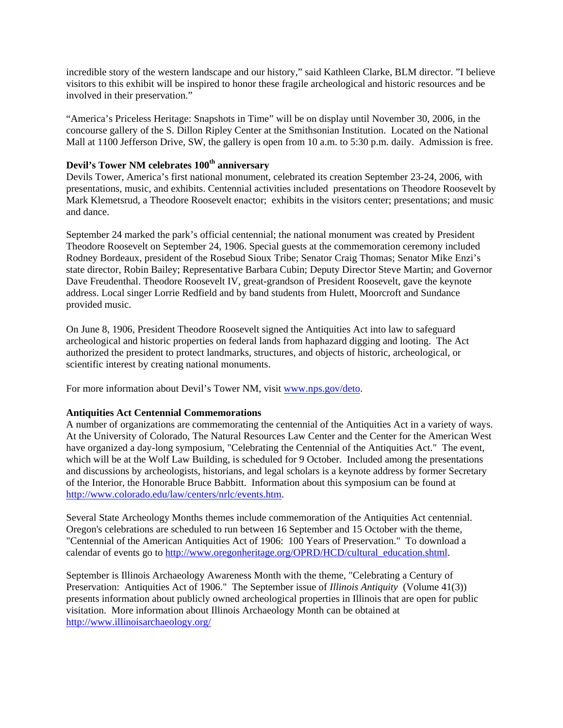incredible story of the western landscape and our history," said Kathleen Clarke, BLM director. "I believe visitors to this exhibit will be inspired to honor these fragile archeological and historic resources and be involved in their preservation."

"America's Priceless Heritage: Snapshots in Time" will be on display until November 30, 2006, in the concourse gallery of the S. Dillon Ripley Center at the Smithsonian Institution. Located on the National Mall at 1100 Jefferson Drive, SW, the gallery is open from 10 a.m. to 5:30 p.m. daily. Admission is free.

**Devil's Tower NM celebrates 100th anniversary**

Devils Tower, America's first national monument, celebrated its creation September 23-24, 2006, with presentations, music, and exhibits. Centennial activities included presentations on Theodore Roosevelt by Mark Klemetsrud, a Theodore Roosevelt enactor; exhibits in the visitors center; presentations; and music and dance.

September 24 marked the park's official centennial; the national monument was created by President Theodore Roosevelt on September 24, 1906. Special guests at the commemoration ceremony included Rodney Bordeaux, president of the Rosebud Sioux Tribe; Senator Craig Thomas; Senator Mike Enzi's state director, Robin Bailey; Representative Barbara Cubin; Deputy Director Steve Martin; and Governor Dave Freudenthal. Theodore Roosevelt IV, great-grandson of President Roosevelt, gave the keynote address. Local singer Lorrie Redfield and by band students from Hulett, Moorcroft and Sundance provided music.

On June 8, 1906, President Theodore Roosevelt signed the Antiquities Act into law to safeguard archeological and historic properties on federal lands from haphazard digging and looting. The Act authorized the president to protect landmarks, structures, and objects of historic, archeological, or scientific interest by creating national monuments.

For more information about Devil's Tower NM, visit [www.nps.gov/deto](www.nps.gov/deto).

**Antiquities Act Centennial Commemorations**

A number of organizations are commemorating the centennial of the Antiquities Act in a variety of ways. At the University of Colorado, The Natural Resources Law Center and the Center for the American West have organized a day-long symposium, "Celebrating the Centennial of the Antiquities Act." The event, which will be at the Wolf Law Building, is scheduled for 9 October. Included among the presentations and discussions by archeologists, historians, and legal scholars is a keynote address by former Secretary of the Interior, the Honorable Bruce Babbitt. Information about this symposium can be found at [http://www.colorado.edu/law/centers/nrlc/events.htm](http://www.colorado.edu/law/centers/nrlc/events.htm).

Several State Archeology Months themes include commemoration of the Antiquities Act centennial. Oregon's celebrations are scheduled to run between 16 September and 15 October with the theme, "Centennial of the American Antiquities Act of 1906: 100 Years of Preservation." To download a calendar of events go to [http://www.oregonheritage.org/OPRD/HCD/cultural_education.shtml](http://www.oregonheritage.org/OPRD/HCD/cultural_education.shtml).

September is Illinois Archaeology Awareness Month with the theme, "Celebrating a Century of Preservation: Antiquities Act of 1906." The September issue of *Illinois Antiquity* (Volume 41(3)) presents information about publicly owned archeological properties in Illinois that are open for public visitation. More information about Illinois Archaeology Month can be obtained at [http://www.illinoisarchaeology.org/](http://www.illinoisarchaeology.org/)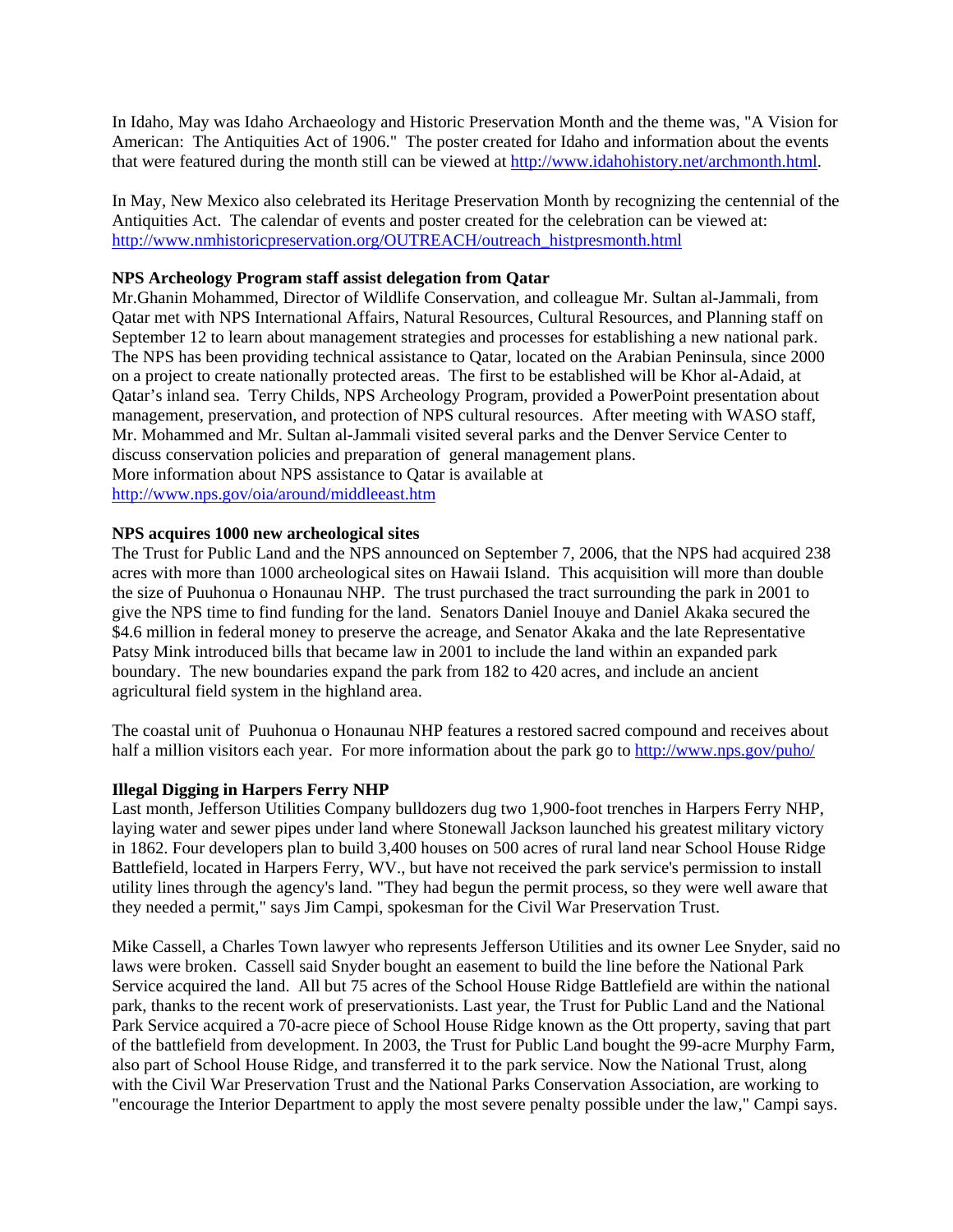In Idaho, May was Idaho Archaeology and Historic Preservation Month and the theme was, "A Vision for American: The Antiquities Act of 1906." The poster created for Idaho and information about the events that were featured during the month still can be viewed at http://www.idahohistory.net/archmonth.html.

In May, New Mexico also celebrated its Heritage Preservation Month by recognizing the centennial of the Antiquities Act. The calendar of events and poster created for the celebration can be viewed at: http://www.nmhistoricpreservation.org/OUTREACH/outreach_histpresmonth.html

**NPS Archeology Program staff assist delegation from Qatar**

Mr.Ghanin Mohammed, Director of Wildlife Conservation, and colleague Mr. Sultan al-Jammali, from Qatar met with NPS International Affairs, Natural Resources, Cultural Resources, and Planning staff on September 12 to learn about management strategies and processes for establishing a new national park. The NPS has been providing technical assistance to Qatar, located on the Arabian Peninsula, since 2000 on a project to create nationally protected areas. The first to be established will be Khor al-Adaid, at Qatar's inland sea. Terry Childs, NPS Archeology Program, provided a PowerPoint presentation about management, preservation, and protection of NPS cultural resources. After meeting with WASO staff, Mr. Mohammed and Mr. Sultan al-Jammali visited several parks and the Denver Service Center to discuss conservation policies and preparation of general management plans.
More information about NPS assistance to Qatar is available at
http://www.nps.gov/oia/around/middleeast.htm

**NPS acquires 1000 new archeological sites**

The Trust for Public Land and the NPS announced on September 7, 2006, that the NPS had acquired 238 acres with more than 1000 archeological sites on Hawaii Island. This acquisition will more than double the size of Puuhonua o Honaunau NHP. The trust purchased the tract surrounding the park in 2001 to give the NPS time to find funding for the land. Senators Daniel Inouye and Daniel Akaka secured the \$4.6 million in federal money to preserve the acreage, and Senator Akaka and the late Representative Patsy Mink introduced bills that became law in 2001 to include the land within an expanded park boundary. The new boundaries expand the park from 182 to 420 acres, and include an ancient agricultural field system in the highland area.

The coastal unit of Puuhonua o Honaunau NHP features a restored sacred compound and receives about half a million visitors each year. For more information about the park go to http://www.nps.gov/puho/

**Illegal Digging in Harpers Ferry NHP**

Last month, Jefferson Utilities Company bulldozers dug two 1,900-foot trenches in Harpers Ferry NHP, laying water and sewer pipes under land where Stonewall Jackson launched his greatest military victory in 1862. Four developers plan to build 3,400 houses on 500 acres of rural land near School House Ridge Battlefield, located in Harpers Ferry, WV., but have not received the park service's permission to install utility lines through the agency's land. "They had begun the permit process, so they were well aware that they needed a permit," says Jim Campi, spokesman for the Civil War Preservation Trust.

Mike Cassell, a Charles Town lawyer who represents Jefferson Utilities and its owner Lee Snyder, said no laws were broken. Cassell said Snyder bought an easement to build the line before the National Park Service acquired the land. All but 75 acres of the School House Ridge Battlefield are within the national park, thanks to the recent work of preservationists. Last year, the Trust for Public Land and the National Park Service acquired a 70-acre piece of School House Ridge known as the Ott property, saving that part of the battlefield from development. In 2003, the Trust for Public Land bought the 99-acre Murphy Farm, also part of School House Ridge, and transferred it to the park service. Now the National Trust, along with the Civil War Preservation Trust and the National Parks Conservation Association, are working to "encourage the Interior Department to apply the most severe penalty possible under the law," Campi says.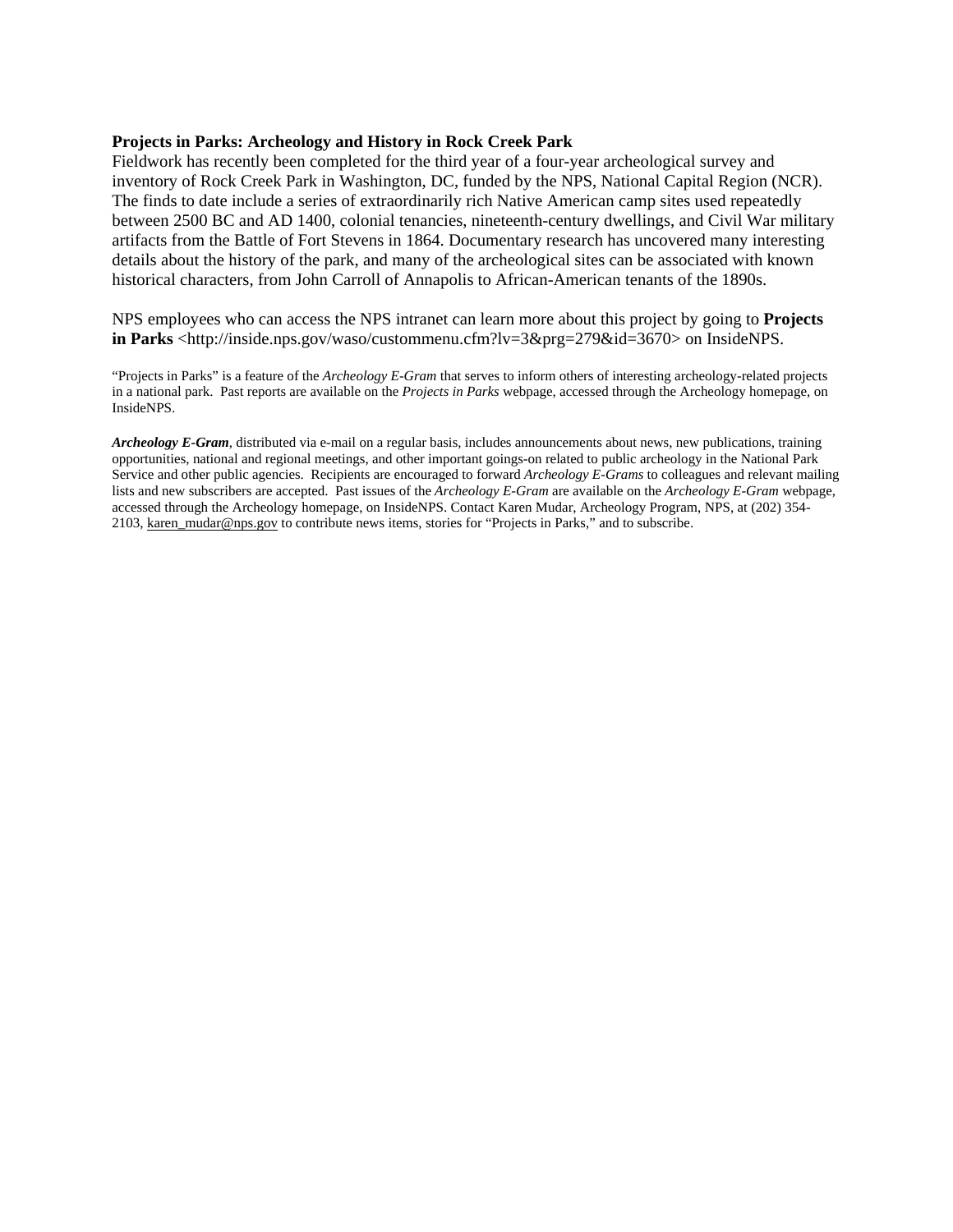**Projects in Parks: Archeology and History in Rock Creek Park**

Fieldwork has recently been completed for the third year of a four-year archeological survey and inventory of Rock Creek Park in Washington, DC, funded by the NPS, National Capital Region (NCR). The finds to date include a series of extraordinarily rich Native American camp sites used repeatedly between 2500 BC and AD 1400, colonial tenancies, nineteenth-century dwellings, and Civil War military artifacts from the Battle of Fort Stevens in 1864. Documentary research has uncovered many interesting details about the history of the park, and many of the archeological sites can be associated with known historical characters, from John Carroll of Annapolis to African-American tenants of the 1890s.

NPS employees who can access the NPS intranet can learn more about this project by going to **Projects in Parks** <http://inside.nps.gov/waso/custommenu.cfm?lv=3&prg=279&id=3670> on InsideNPS.

"Projects in Parks" is a feature of the *Archeology E-Gram* that serves to inform others of interesting archeology-related projects in a national park. Past reports are available on the *Projects in Parks* webpage, accessed through the Archeology homepage, on InsideNPS.

***Archeology E-Gram***, distributed via e-mail on a regular basis, includes announcements about news, new publications, training opportunities, national and regional meetings, and other important goings-on related to public archeology in the National Park Service and other public agencies. Recipients are encouraged to forward *Archeology E-Grams* to colleagues and relevant mailing lists and new subscribers are accepted. Past issues of the *Archeology E-Gram* are available on the *Archeology E-Gram* webpage, accessed through the Archeology homepage, on InsideNPS. Contact Karen Mudar, Archeology Program, NPS, at (202) 354-2103, karen_mudar@nps.gov to contribute news items, stories for "Projects in Parks," and to subscribe.